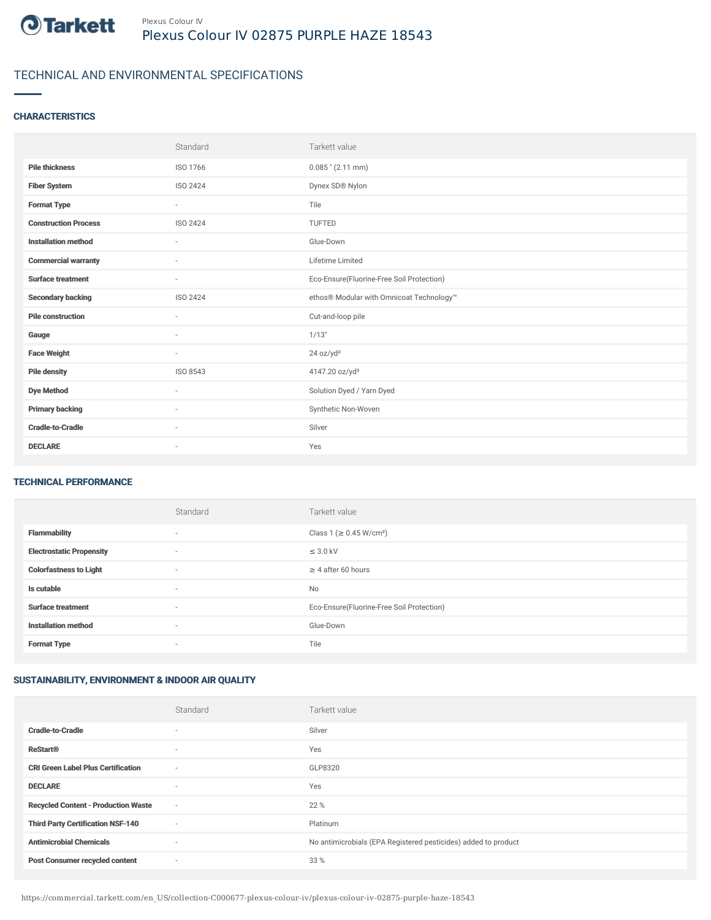Tarkett

Plexus Colour IV

# Plexus Colour IV 02875 PURPLE HAZE 18543

## TECHNICAL AND ENVIRONMENTAL SPECIFICATIONS

### CHARACTERISTICS

| | Standard | Tarkett value |
|---|---|---|
| **Pile thickness** | ISO 1766 | 0.085 " (2.11 mm) |
| **Fiber System** | ISO 2424 | Dynex SD® Nylon |
| **Format Type** | - | Tile |
| **Construction Process** | ISO 2424 | TUFTED |
| **Installation method** | - | Glue-Down |
| **Commercial warranty** | - | Lifetime Limited |
| **Surface treatment** | - | Eco-Ensure(Fluorine-Free Soil Protection) |
| **Secondary backing** | ISO 2424 | ethos® Modular with Omnicoat Technology™ |
| **Pile construction** | - | Cut-and-loop pile |
| **Gauge** | - | 1/13" |
| **Face Weight** | - | 24 oz/yd² |
| **Pile density** | ISO 8543 | 4147.20 oz/yd³ |
| **Dye Method** | - | Solution Dyed / Yarn Dyed |
| **Primary backing** | - | Synthetic Non-Woven |
| **Cradle-to-Cradle** | - | Silver |
| **DECLARE** | - | Yes |

### TECHNICAL PERFORMANCE

| | Standard | Tarkett value |
|---|---|---|
| **Flammability** | - | Class 1 (≥ 0.45 W/cm²) |
| **Electrostatic Propensity** | - | ≤ 3.0 kV |
| **Colorfastness to Light** | - | ≥ 4 after 60 hours |
| **Is cutable** | - | No |
| **Surface treatment** | - | Eco-Ensure(Fluorine-Free Soil Protection) |
| **Installation method** | - | Glue-Down |
| **Format Type** | - | Tile |

### SUSTAINABILITY, ENVIRONMENT & INDOOR AIR QUALITY

| | Standard | Tarkett value |
|---|---|---|
| **Cradle-to-Cradle** | - | Silver |
| **ReStart®** | - | Yes |
| **CRI Green Label Plus Certification** | - | GLP8320 |
| **DECLARE** | - | Yes |
| **Recycled Content - Production Waste** | - | 22 % |
| **Third Party Certification NSF-140** | - | Platinum |
| **Antimicrobial Chemicals** | - | No antimicrobials (EPA Registered pesticides) added to product |
| **Post Consumer recycled content** | - | 33 % |

https://commercial.tarkett.com/en_US/collection-C000677-plexus-colour-iv/plexus-colour-iv-02875-purple-haze-18543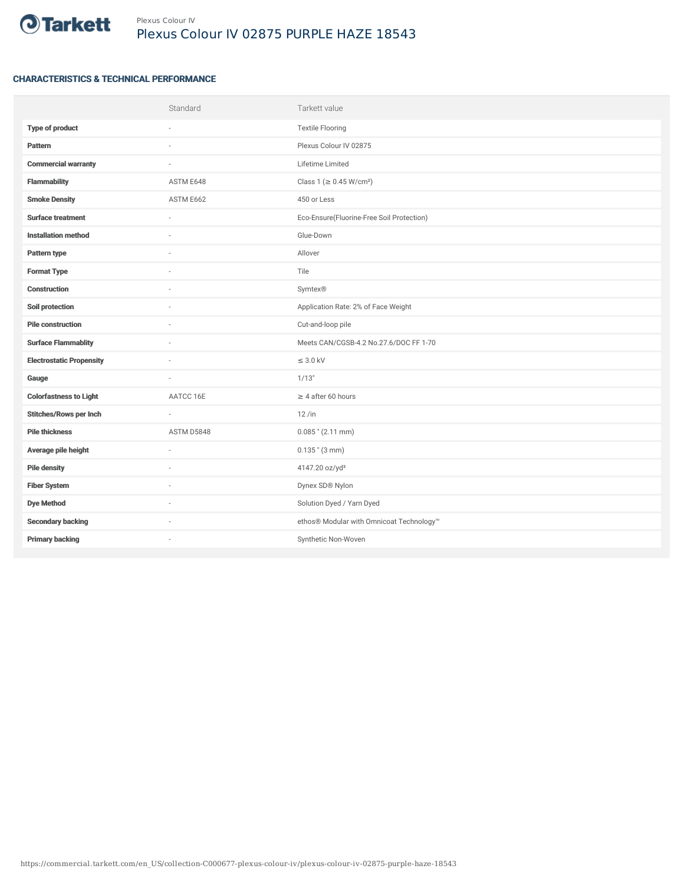Plexus Colour IV

# Plexus Colour IV 02875 PURPLE HAZE 18543

## CHARACTERISTICS & TECHNICAL PERFORMANCE

| | Standard | Tarkett value |
|---|---|---|
| **Type of product** | - | Textile Flooring |
| **Pattern** | - | Plexus Colour IV 02875 |
| **Commercial warranty** | - | Lifetime Limited |
| **Flammability** | ASTM E648 | Class 1 (≥ 0.45 W/cm²) |
| **Smoke Density** | ASTM E662 | 450 or Less |
| **Surface treatment** | - | Eco-Ensure(Fluorine-Free Soil Protection) |
| **Installation method** | - | Glue-Down |
| **Pattern type** | - | Allover |
| **Format Type** | - | Tile |
| **Construction** | - | Symtex® |
| **Soil protection** | - | Application Rate: 2% of Face Weight |
| **Pile construction** | - | Cut-and-loop pile |
| **Surface Flammablity** | - | Meets CAN/CGSB-4.2 No.27.6/DOC FF 1-70 |
| **Electrostatic Propensity** | - | ≤ 3.0 kV |
| **Gauge** | - | 1/13" |
| **Colorfastness to Light** | AATCC 16E | ≥ 4 after 60 hours |
| **Stitches/Rows per Inch** | - | 12 /in |
| **Pile thickness** | ASTM D5848 | 0.085 " (2.11 mm) |
| **Average pile height** | - | 0.135 " (3 mm) |
| **Pile density** | - | 4147.20 oz/yd³ |
| **Fiber System** | - | Dynex SD® Nylon |
| **Dye Method** | - | Solution Dyed / Yarn Dyed |
| **Secondary backing** | - | ethos® Modular with Omnicoat Technology™ |
| **Primary backing** | - | Synthetic Non-Woven |

https://commercial.tarkett.com/en_US/collection-C000677-plexus-colour-iv/plexus-colour-iv-02875-purple-haze-18543